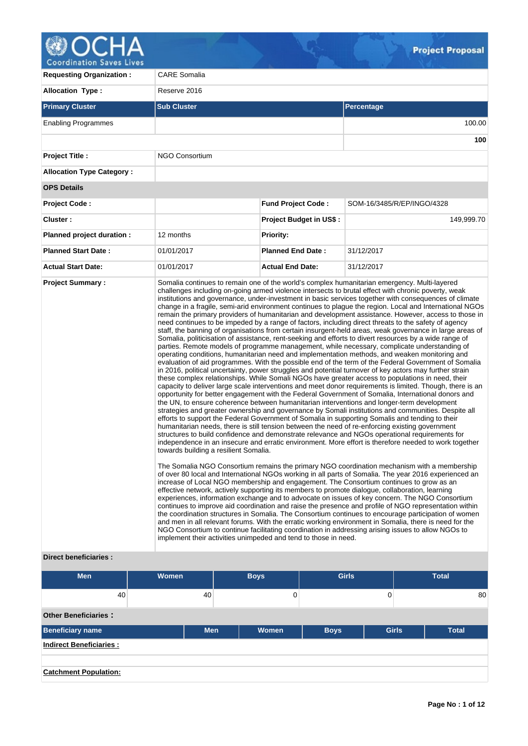# Project Proposal

| | |
|---|---|
| **Requesting Organization :** | CARE Somalia |
| **Allocation Type :** | Reserve 2016 |

| Primary Cluster | Sub Cluster | Percentage |
|---|---|---|
| Enabling Programmes | | 100.00 |
| | | **100** |

| | |
|---|---|
| **Project Title :** | NGO Consortium |
| **Allocation Type Category :** | |

**OPS Details**

| | | | |
|---|---|---|---|
| **Project Code :** | | **Fund Project Code :** | SOM-16/3485/R/EP/INGO/4328 |
| **Cluster :** | | **Project Budget in US$ :** | 149,999.70 |
| **Planned project duration :** | 12 months | **Priority:** | |
| **Planned Start Date :** | 01/01/2017 | **Planned End Date :** | 31/12/2017 |
| **Actual Start Date:** | 01/01/2017 | **Actual End Date:** | 31/12/2017 |

**Project Summary :**

Somalia continues to remain one of the world's complex humanitarian emergency. Multi-layered challenges including on-going armed violence intersects to brutal effect with chronic poverty, weak institutions and governance, under-investment in basic services together with consequences of climate change in a fragile, semi-arid environment continues to plague the region. Local and International NGOs remain the primary providers of humanitarian and development assistance. However, access to those in need continues to be impeded by a range of factors, including direct threats to the safety of agency staff, the banning of organisations from certain insurgent-held areas, weak governance in large areas of Somalia, politicisation of assistance, rent-seeking and efforts to divert resources by a wide range of parties. Remote models of programme management, while necessary, complicate understanding of operating conditions, humanitarian need and implementation methods, and weaken monitoring and evaluation of aid programmes. With the possible end of the term of the Federal Government of Somalia in 2016, political uncertainty, power struggles and potential turnover of key actors may further strain these complex relationships. While Somali NGOs have greater access to populations in need, their capacity to deliver large scale interventions and meet donor requirements is limited. Though, there is an opportunity for better engagement with the Federal Government of Somalia, International donors and the UN, to ensure coherence between humanitarian interventions and longer-term development strategies and greater ownership and governance by Somali institutions and communities. Despite all efforts to support the Federal Government of Somalia in supporting Somalis and tending to their humanitarian needs, there is still tension between the need of re-enforcing existing government structures to build confidence and demonstrate relevance and NGOs operational requirements for independence in an insecure and erratic environment. More effort is therefore needed to work together towards building a resilient Somalia.

The Somalia NGO Consortium remains the primary NGO coordination mechanism with a membership of over 80 local and International NGOs working in all parts of Somalia. The year 2016 experienced an increase of Local NGO membership and engagement. The Consortium continues to grow as an effective network, actively supporting its members to promote dialogue, collaboration, learning experiences, information exchange and to advocate on issues of key concern. The NGO Consortium continues to improve aid coordination and raise the presence and profile of NGO representation within the coordination structures in Somalia. The Consortium continues to encourage participation of women and men in all relevant forums. With the erratic working environment in Somalia, there is need for the NGO Consortium to continue facilitating coordination in addressing arising issues to allow NGOs to implement their activities unimpeded and tend to those in need.

**Direct beneficiaries :**

| Men | Women | Boys | Girls | Total |
|---|---|---|---|---|
| 40 | 40 | 0 | 0 | 80 |

**Other Beneficiaries :**

| Beneficiary name | Men | Women | Boys | Girls | Total |
|---|---|---|---|---|---|

**Indirect Beneficiaries :**

**Catchment Population:**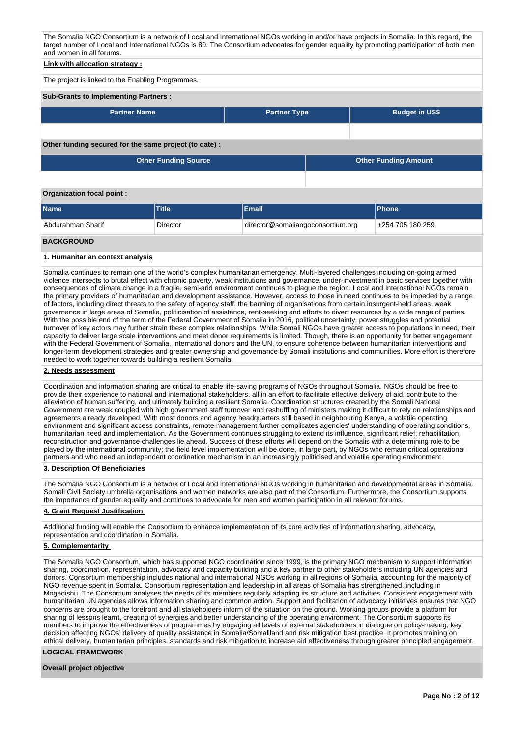The Somalia NGO Consortium is a network of Local and International NGOs working in and/or have projects in Somalia. In this regard, the target number of Local and International NGOs is 80. The Consortium advocates for gender equality by promoting participation of both men and women in all forums.

**Link with allocation strategy :**

The project is linked to the Enabling Programmes.

**Sub-Grants to Implementing Partners :**

| Partner Name | Partner Type | Budget in US$ |
|---|---|---|
| | | |

**Other funding secured for the same project (to date) :**

| Other Funding Source | Other Funding Amount |
|---|---|
| | |

**Organization focal point :**

| Name | Title | Email | Phone |
|---|---|---|---|
| Abdurahman Sharif | Director | director@somaliangoconsortium.org | +254 705 180 259 |

## BACKGROUND

### 1. Humanitarian context analysis

Somalia continues to remain one of the world's complex humanitarian emergency. Multi-layered challenges including on-going armed violence intersects to brutal effect with chronic poverty, weak institutions and governance, under-investment in basic services together with consequences of climate change in a fragile, semi-arid environment continues to plague the region. Local and International NGOs remain the primary providers of humanitarian and development assistance. However, access to those in need continues to be impeded by a range of factors, including direct threats to the safety of agency staff, the banning of organisations from certain insurgent-held areas, weak governance in large areas of Somalia, politicisation of assistance, rent-seeking and efforts to divert resources by a wide range of parties. With the possible end of the term of the Federal Government of Somalia in 2016, political uncertainty, power struggles and potential turnover of key actors may further strain these complex relationships. While Somali NGOs have greater access to populations in need, their capacity to deliver large scale interventions and meet donor requirements is limited. Though, there is an opportunity for better engagement with the Federal Government of Somalia, International donors and the UN, to ensure coherence between humanitarian interventions and longer-term development strategies and greater ownership and governance by Somali institutions and communities. More effort is therefore needed to work together towards building a resilient Somalia.

### 2. Needs assessment

Coordination and information sharing are critical to enable life-saving programs of NGOs throughout Somalia. NGOs should be free to provide their experience to national and international stakeholders, all in an effort to facilitate effective delivery of aid, contribute to the alleviation of human suffering, and ultimately building a resilient Somalia. Coordination structures created by the Somali National Government are weak coupled with high government staff turnover and reshuffling of ministers making it difficult to rely on relationships and agreements already developed. With most donors and agency headquarters still based in neighbouring Kenya, a volatile operating environment and significant access constraints, remote management further complicates agencies' understanding of operating conditions, humanitarian need and implementation. As the Government continues struggling to extend its influence, significant relief, rehabilitation, reconstruction and governance challenges lie ahead. Success of these efforts will depend on the Somalis with a determining role to be played by the international community; the field level implementation will be done, in large part, by NGOs who remain critical operational partners and who need an independent coordination mechanism in an increasingly politicised and volatile operating environment.

### 3. Description Of Beneficiaries

The Somalia NGO Consortium is a network of Local and International NGOs working in humanitarian and developmental areas in Somalia. Somali Civil Society umbrella organisations and women networks are also part of the Consortium. Furthermore, the Consortium supports the importance of gender equality and continues to advocate for men and women participation in all relevant forums.

### 4. Grant Request Justification

Additional funding will enable the Consortium to enhance implementation of its core activities of information sharing, advocacy, representation and coordination in Somalia.

### 5. Complementarity

The Somalia NGO Consortium, which has supported NGO coordination since 1999, is the primary NGO mechanism to support information sharing, coordination, representation, advocacy and capacity building and a key partner to other stakeholders including UN agencies and donors. Consortium membership includes national and international NGOs working in all regions of Somalia, accounting for the majority of NGO revenue spent in Somalia. Consortium representation and leadership in all areas of Somalia has strengthened, including in Mogadishu. The Consortium analyses the needs of its members regularly adapting its structure and activities. Consistent engagement with humanitarian UN agencies allows information sharing and common action. Support and facilitation of advocacy initiatives ensures that NGO concerns are brought to the forefront and all stakeholders inform of the situation on the ground. Working groups provide a platform for sharing of lessons learnt, creating of synergies and better understanding of the operating environment. The Consortium supports its members to improve the effectiveness of programmes by engaging all levels of external stakeholders in dialogue on policy-making, key decision affecting NGOs' delivery of quality assistance in Somalia/Somaliland and risk mitigation best practice. It promotes training on ethical delivery, humanitarian principles, standards and risk mitigation to increase aid effectiveness through greater principled engagement.

## LOGICAL FRAMEWORK

**Overall project objective**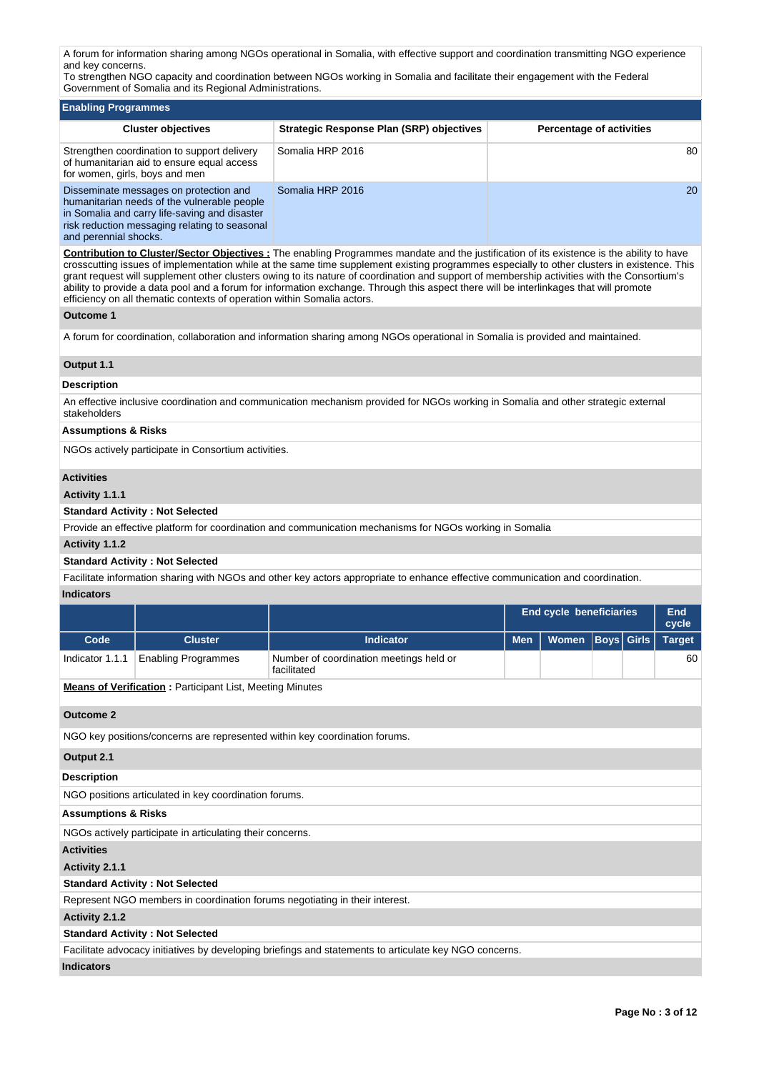A forum for information sharing among NGOs operational in Somalia, with effective support and coordination transmitting NGO experience and key concerns.
To strengthen NGO capacity and coordination between NGOs working in Somalia and facilitate their engagement with the Federal Government of Somalia and its Regional Administrations.

## Enabling Programmes

| Cluster objectives | Strategic Response Plan (SRP) objectives | Percentage of activities |
|---|---|---|
| Strengthen coordination to support delivery of humanitarian aid to ensure equal access for women, girls, boys and men | Somalia HRP 2016 | 80 |
| Disseminate messages on protection and humanitarian needs of the vulnerable people in Somalia and carry life-saving and disaster risk reduction messaging relating to seasonal and perennial shocks. | Somalia HRP 2016 | 20 |

**Contribution to Cluster/Sector Objectives :** The enabling Programmes mandate and the justification of its existence is the ability to have crosscutting issues of implementation while at the same time supplement existing programmes especially to other clusters in existence. This grant request will supplement other clusters owing to its nature of coordination and support of membership activities with the Consortium's ability to provide a data pool and a forum for information exchange. Through this aspect there will be interlinkages that will promote efficiency on all thematic contexts of operation within Somalia actors.

**Outcome 1**

A forum for coordination, collaboration and information sharing among NGOs operational in Somalia is provided and maintained.

**Output 1.1**

**Description**

An effective inclusive coordination and communication mechanism provided for NGOs working in Somalia and other strategic external stakeholders

**Assumptions & Risks**

NGOs actively participate in Consortium activities.

**Activities**

**Activity 1.1.1**

**Standard Activity : Not Selected**

Provide an effective platform for coordination and communication mechanisms for NGOs working in Somalia

**Activity 1.1.2**

**Standard Activity : Not Selected**

Facilitate information sharing with NGOs and other key actors appropriate to enhance effective communication and coordination.

**Indicators**

| | | | End cycle beneficiaries | | | | End cycle |
|---|---|---|---|---|---|---|---|
| Code | Cluster | Indicator | Men | Women | Boys | Girls | Target |
| Indicator 1.1.1 | Enabling Programmes | Number of coordination meetings held or facilitated | | | | | 60 |

**Means of Verification :** Participant List, Meeting Minutes

**Outcome 2**

NGO key positions/concerns are represented within key coordination forums.

**Output 2.1**

**Description**

NGO positions articulated in key coordination forums.

**Assumptions & Risks**

NGOs actively participate in articulating their concerns.

**Activities**

**Activity 2.1.1**

**Standard Activity : Not Selected**

Represent NGO members in coordination forums negotiating in their interest.

**Activity 2.1.2**

**Standard Activity : Not Selected**

Facilitate advocacy initiatives by developing briefings and statements to articulate key NGO concerns.

**Indicators**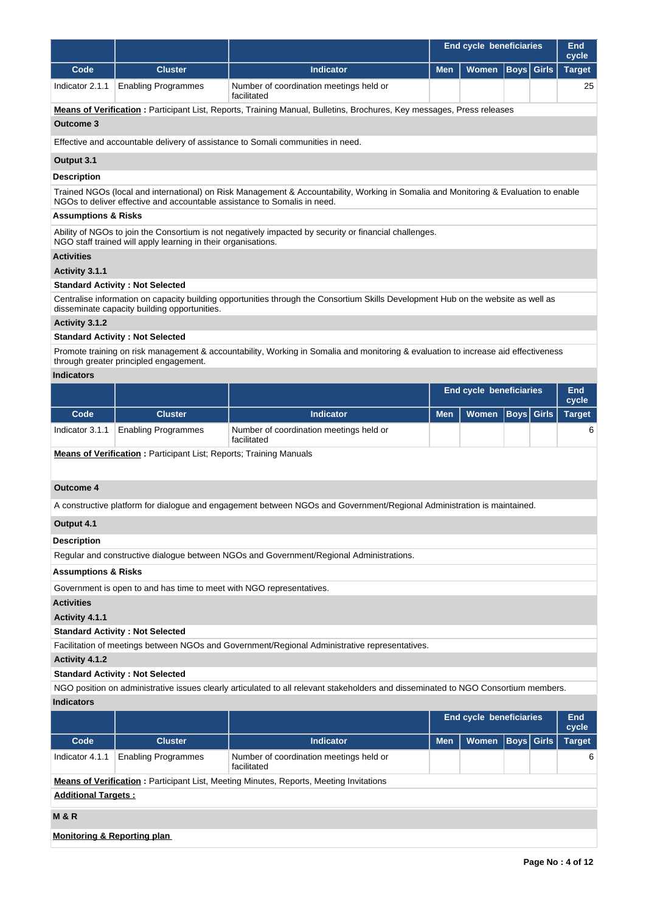| | | | End cycle beneficiaries | | | | End cycle |
|---|---|---|---|---|---|---|---|
| **Code** | **Cluster** | **Indicator** | **Men** | **Women** | **Boys** | **Girls** | **Target** |
| Indicator 2.1.1 | Enabling Programmes | Number of coordination meetings held or facilitated | | | | | 25 |

**Means of Verification :** Participant List, Reports, Training Manual, Bulletins, Brochures, Key messages, Press releases

**Outcome 3**

Effective and accountable delivery of assistance to Somali communities in need.

**Output 3.1**

**Description**

Trained NGOs (local and international) on Risk Management & Accountability, Working in Somalia and Monitoring & Evaluation to enable NGOs to deliver effective and accountable assistance to Somalis in need.

**Assumptions & Risks**

Ability of NGOs to join the Consortium is not negatively impacted by security or financial challenges.
NGO staff trained will apply learning in their organisations.

**Activities**

**Activity 3.1.1**

**Standard Activity : Not Selected**

Centralise information on capacity building opportunities through the Consortium Skills Development Hub on the website as well as disseminate capacity building opportunities.

**Activity 3.1.2**

**Standard Activity : Not Selected**

Promote training on risk management & accountability, Working in Somalia and monitoring & evaluation to increase aid effectiveness through greater principled engagement.

**Indicators**

| | | | End cycle beneficiaries | | | | End cycle |
|---|---|---|---|---|---|---|---|
| **Code** | **Cluster** | **Indicator** | **Men** | **Women** | **Boys** | **Girls** | **Target** |
| Indicator 3.1.1 | Enabling Programmes | Number of coordination meetings held or facilitated | | | | | 6 |

**Means of Verification :** Participant List; Reports; Training Manuals

**Outcome 4**

A constructive platform for dialogue and engagement between NGOs and Government/Regional Administration is maintained.

**Output 4.1**

**Description**

Regular and constructive dialogue between NGOs and Government/Regional Administrations.

**Assumptions & Risks**

Government is open to and has time to meet with NGO representatives.

**Activities**

**Activity 4.1.1**

**Standard Activity : Not Selected**

Facilitation of meetings between NGOs and Government/Regional Administrative representatives.

**Activity 4.1.2**

**Standard Activity : Not Selected**

NGO position on administrative issues clearly articulated to all relevant stakeholders and disseminated to NGO Consortium members.

**Indicators**

| | | | End cycle beneficiaries | | | | End cycle |
|---|---|---|---|---|---|---|---|
| **Code** | **Cluster** | **Indicator** | **Men** | **Women** | **Boys** | **Girls** | **Target** |
| Indicator 4.1.1 | Enabling Programmes | Number of coordination meetings held or facilitated | | | | | 6 |

**Means of Verification :** Participant List, Meeting Minutes, Reports, Meeting Invitations

**Additional Targets :**

**M & R**

**Monitoring & Reporting plan**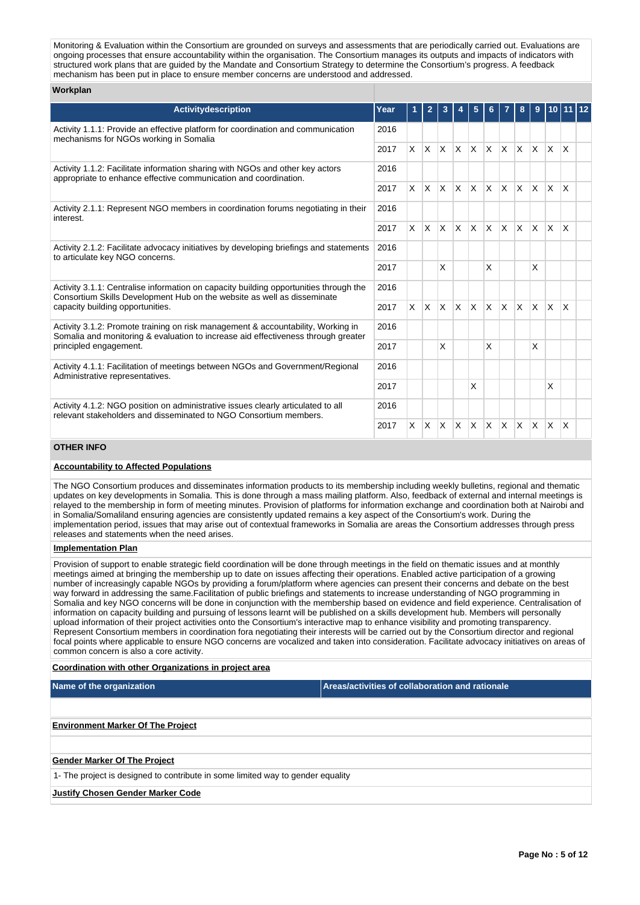Monitoring & Evaluation within the Consortium are grounded on surveys and assessments that are periodically carried out. Evaluations are ongoing processes that ensure accountability within the organisation. The Consortium manages its outputs and impacts of indicators with structured work plans that are guided by the Mandate and Consortium Strategy to determine the Consortium's progress. A feedback mechanism has been put in place to ensure member concerns are understood and addressed.

**Workplan**

| Activitydescription | Year | 1 | 2 | 3 | 4 | 5 | 6 | 7 | 8 | 9 | 10 | 11 | 12 |
|---|---|---|---|---|---|---|---|---|---|---|---|---|---|
| Activity 1.1.1: Provide an effective platform for coordination and communication mechanisms for NGOs working in Somalia | 2016 | | | | | | | | | | | | |
| | 2017 | X | X | X | X | X | X | X | X | X | X | X | |
| Activity 1.1.2: Facilitate information sharing with NGOs and other key actors appropriate to enhance effective communication and coordination. | 2016 | | | | | | | | | | | | |
| | 2017 | X | X | X | X | X | X | X | X | X | X | X | |
| Activity 2.1.1: Represent NGO members in coordination forums negotiating in their interest. | 2016 | | | | | | | | | | | | |
| | 2017 | X | X | X | X | X | X | X | X | X | X | X | |
| Activity 2.1.2: Facilitate advocacy initiatives by developing briefings and statements to articulate key NGO concerns. | 2016 | | | | | | | | | | | | |
| | 2017 | | | X | | | X | | | X | | | |
| Activity 3.1.1: Centralise information on capacity building opportunities through the Consortium Skills Development Hub on the website as well as disseminate capacity building opportunities. | 2016 | | | | | | | | | | | | |
| | 2017 | X | X | X | X | X | X | X | X | X | X | X | |
| Activity 3.1.2: Promote training on risk management & accountability, Working in Somalia and monitoring & evaluation to increase aid effectiveness through greater principled engagement. | 2016 | | | | | | | | | | | | |
| | 2017 | | | X | | | X | | | X | | | |
| Activity 4.1.1: Facilitation of meetings between NGOs and Government/Regional Administrative representatives. | 2016 | | | | | | | | | | | | |
| | 2017 | | | | | X | | | | | X | | |
| Activity 4.1.2: NGO position on administrative issues clearly articulated to all relevant stakeholders and disseminated to NGO Consortium members. | 2016 | | | | | | | | | | | | |
| | 2017 | X | X | X | X | X | X | X | X | X | X | X | |

**OTHER INFO**

**Accountability to Affected Populations**

The NGO Consortium produces and disseminates information products to its membership including weekly bulletins, regional and thematic updates on key developments in Somalia. This is done through a mass mailing platform. Also, feedback of external and internal meetings is relayed to the membership in form of meeting minutes. Provision of platforms for information exchange and coordination both at Nairobi and in Somalia/Somaliland ensuring agencies are consistently updated remains a key aspect of the Consortium's work. During the implementation period, issues that may arise out of contextual frameworks in Somalia are areas the Consortium addresses through press releases and statements when the need arises.

**Implementation Plan**

Provision of support to enable strategic field coordination will be done through meetings in the field on thematic issues and at monthly meetings aimed at bringing the membership up to date on issues affecting their operations. Enabled active participation of a growing number of increasingly capable NGOs by providing a forum/platform where agencies can present their concerns and debate on the best way forward in addressing the same.Facilitation of public briefings and statements to increase understanding of NGO programming in Somalia and key NGO concerns will be done in conjunction with the membership based on evidence and field experience. Centralisation of information on capacity building and pursuing of lessons learnt will be published on a skills development hub. Members will personally upload information of their project activities onto the Consortium's interactive map to enhance visibility and promoting transparency. Represent Consortium members in coordination fora negotiating their interests will be carried out by the Consortium director and regional focal points where applicable to ensure NGO concerns are vocalized and taken into consideration. Facilitate advocacy initiatives on areas of common concern is also a core activity.

**Coordination with other Organizations in project area**

| Name of the organization | Areas/activities of collaboration and rationale |
|---|---|
| | |

**Environment Marker Of The Project**

**Gender Marker Of The Project**

1- The project is designed to contribute in some limited way to gender equality

**Justify Chosen Gender Marker Code**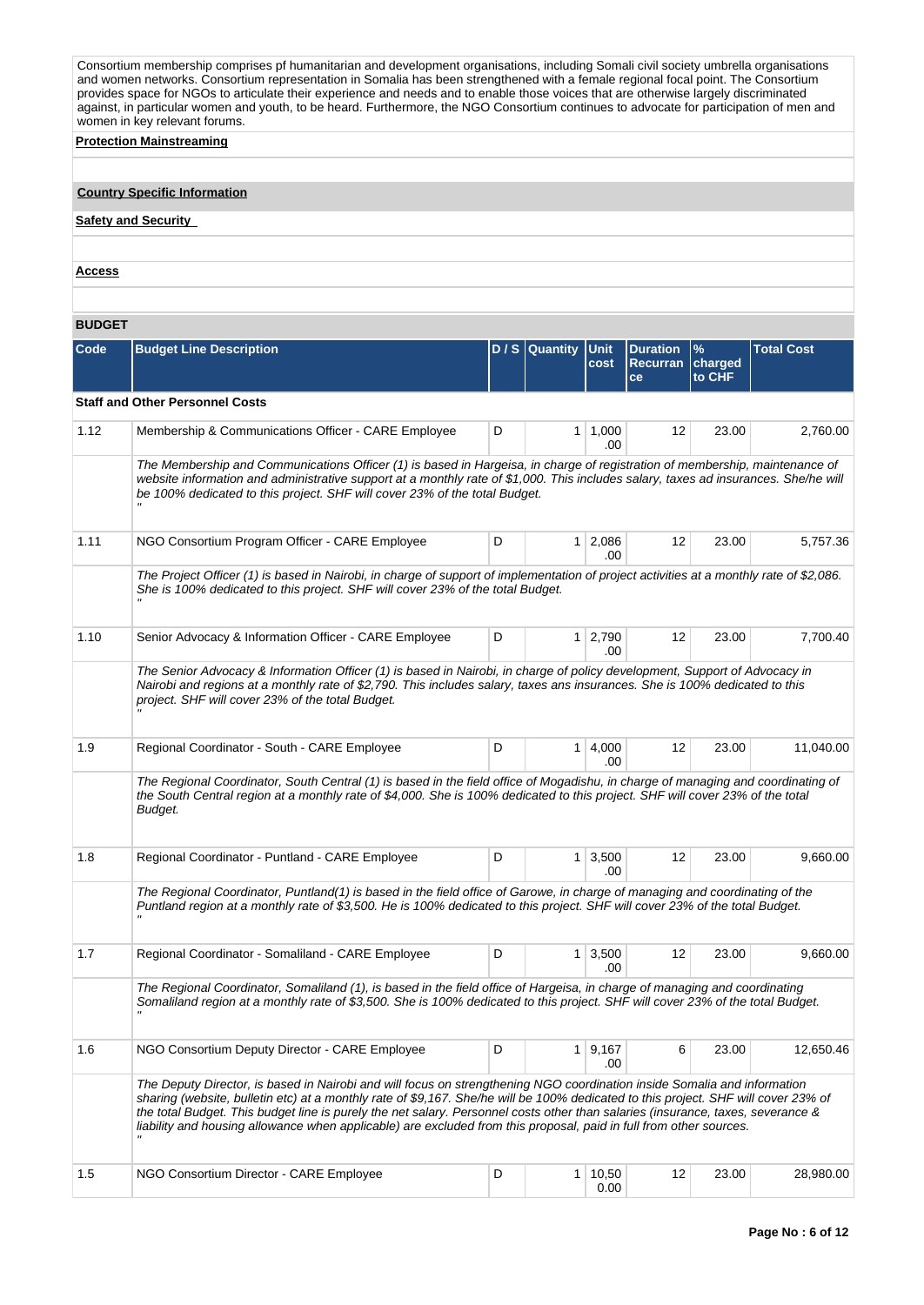Consortium membership comprises pf humanitarian and development organisations, including Somali civil society umbrella organisations and women networks. Consortium representation in Somalia has been strengthened with a female regional focal point. The Consortium provides space for NGOs to articulate their experience and needs and to enable those voices that are otherwise largely discriminated against, in particular women and youth, to be heard. Furthermore, the NGO Consortium continues to advocate for participation of men and women in key relevant forums.

**Protection Mainstreaming**

**Country Specific Information**

**Safety and Security**

**Access**

## BUDGET

| Code | Budget Line Description | D / S | Quantity | Unit cost | Duration Recurrance | % charged to CHF | Total Cost |
|---|---|---|---|---|---|---|---|
| **Staff and Other Personnel Costs** | | | | | | | |
| 1.12 | Membership & Communications Officer - CARE Employee | D | 1 | 1,000.00 | 12 | 23.00 | 2,760.00 |
| | *The Membership and Communications Officer (1) is based in Hargeisa, in charge of registration of membership, maintenance of website information and administrative support at a monthly rate of $1,000. This includes salary, taxes ad insurances. She/he will be 100% dedicated to this project. SHF will cover 23% of the total Budget.* " | | | | | | |
| 1.11 | NGO Consortium Program Officer - CARE Employee | D | 1 | 2,086.00 | 12 | 23.00 | 5,757.36 |
| | *The Project Officer (1) is based in Nairobi, in charge of support of implementation of project activities at a monthly rate of $2,086. She is 100% dedicated to this project. SHF will cover 23% of the total Budget.* " | | | | | | |
| 1.10 | Senior Advocacy & Information Officer - CARE Employee | D | 1 | 2,790.00 | 12 | 23.00 | 7,700.40 |
| | *The Senior Advocacy & Information Officer (1) is based in Nairobi, in charge of policy development, Support of Advocacy in Nairobi and regions at a monthly rate of $2,790. This includes salary, taxes ans insurances. She is 100% dedicated to this project. SHF will cover 23% of the total Budget.* " | | | | | | |
| 1.9 | Regional Coordinator - South - CARE Employee | D | 1 | 4,000.00 | 12 | 23.00 | 11,040.00 |
| | *The Regional Coordinator, South Central (1) is based in the field office of Mogadishu, in charge of managing and coordinating of the South Central region at a monthly rate of $4,000. She is 100% dedicated to this project. SHF will cover 23% of the total Budget.* | | | | | | |
| 1.8 | Regional Coordinator - Puntland - CARE Employee | D | 1 | 3,500.00 | 12 | 23.00 | 9,660.00 |
| | *The Regional Coordinator, Puntland(1) is based in the field office of Garowe, in charge of managing and coordinating of the Puntland region at a monthly rate of $3,500. He is 100% dedicated to this project. SHF will cover 23% of the total Budget.* " | | | | | | |
| 1.7 | Regional Coordinator - Somaliland - CARE Employee | D | 1 | 3,500.00 | 12 | 23.00 | 9,660.00 |
| | *The Regional Coordinator, Somaliland (1), is based in the field office of Hargeisa, in charge of managing and coordinating Somaliland region at a monthly rate of $3,500. She is 100% dedicated to this project. SHF will cover 23% of the total Budget.* " | | | | | | |
| 1.6 | NGO Consortium Deputy Director - CARE Employee | D | 1 | 9,167.00 | 6 | 23.00 | 12,650.46 |
| | *The Deputy Director, is based in Nairobi and will focus on strengthening NGO coordination inside Somalia and information sharing (website, bulletin etc) at a monthly rate of $9,167. She/he will be 100% dedicated to this project. SHF will cover 23% of the total Budget. This budget line is purely the net salary. Personnel costs other than salaries (insurance, taxes, severance & liability and housing allowance when applicable) are excluded from this proposal, paid in full from other sources.* " | | | | | | |
| 1.5 | NGO Consortium Director - CARE Employee | D | 1 | 10,500.00 | 12 | 23.00 | 28,980.00 |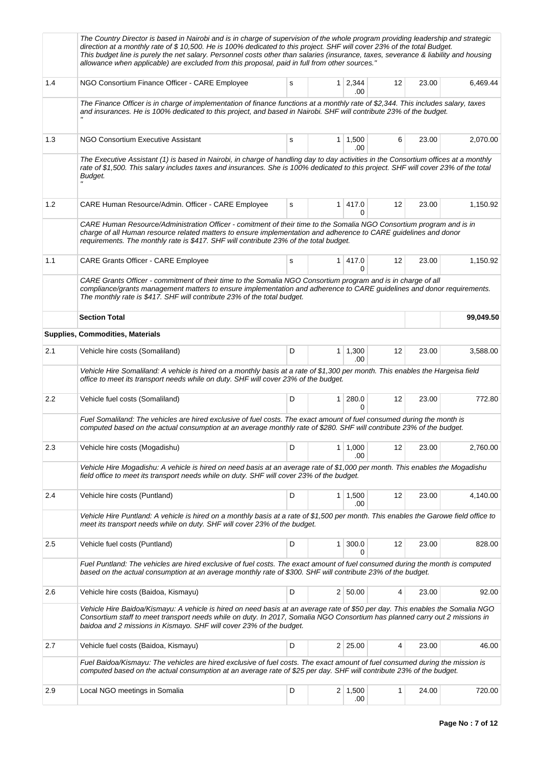| | | | | | | | |
|---|---|---|---|---|---|---|---|
| | The Country Director is based in Nairobi and is in charge of supervision of the whole program providing leadership and strategic direction at a monthly rate of $ 10,500. He is 100% dedicated to this project. SHF will cover 23% of the total Budget. This budget line is purely the net salary. Personnel costs other than salaries (insurance, taxes, severance & liability and housing allowance when applicable) are excluded from this proposal, paid in full from other sources." | | | | | | |
| 1.4 | NGO Consortium Finance Officer - CARE Employee | s | 1 | 2,344.00 | 12 | 23.00 | 6,469.44 |
| | The Finance Officer is in charge of implementation of finance functions at a monthly rate of $2,344. This includes salary, taxes and insurances. He is 100% dedicated to this project, and based in Nairobi. SHF will contribute 23% of the budget. " | | | | | | |
| 1.3 | NGO Consortium Executive Assistant | s | 1 | 1,500.00 | 6 | 23.00 | 2,070.00 |
| | The Executive Assistant (1) is based in Nairobi, in charge of handling day to day activities in the Consortium offices at a monthly rate of $1,500. This salary includes taxes and insurances. She is 100% dedicated to this project. SHF will cover 23% of the total Budget. " | | | | | | |
| 1.2 | CARE Human Resource/Admin. Officer - CARE Employee | s | 1 | 417.00 | 12 | 23.00 | 1,150.92 |
| | CARE Human Resource/Administration Officer - comitment of their time to the Somalia NGO Consortium program and is in charge of all Human resource related matters to ensure implementation and adherence to CARE guidelines and donor requirements. The monthly rate is $417. SHF will contribute 23% of the total budget. | | | | | | |
| 1.1 | CARE Grants Officer - CARE Employee | s | 1 | 417.00 | 12 | 23.00 | 1,150.92 |
| | CARE Grants Officer - commitment of their time to the Somalia NGO Consortium program and is in charge of all compliance/grants management matters to ensure implementation and adherence to CARE guidelines and donor requirements. The monthly rate is $417. SHF will contribute 23% of the total budget. | | | | | | |
| | **Section Total** | | | | | | **99,049.50** |
| | **Supplies, Commodities, Materials** | | | | | | |
| 2.1 | Vehicle hire costs (Somaliland) | D | 1 | 1,300.00 | 12 | 23.00 | 3,588.00 |
| | Vehicle Hire Somaliland: A vehicle is hired on a monthly basis at a rate of $1,300 per month. This enables the Hargeisa field office to meet its transport needs while on duty. SHF will cover 23% of the budget. | | | | | | |
| 2.2 | Vehicle fuel costs (Somaliland) | D | 1 | 280.00 | 12 | 23.00 | 772.80 |
| | Fuel Somaliland: The vehicles are hired exclusive of fuel costs. The exact amount of fuel consumed during the month is computed based on the actual consumption at an average monthly rate of $280. SHF will contribute 23% of the budget. | | | | | | |
| 2.3 | Vehicle hire costs (Mogadishu) | D | 1 | 1,000.00 | 12 | 23.00 | 2,760.00 |
| | Vehicle Hire Mogadishu: A vehicle is hired on need basis at an average rate of $1,000 per month. This enables the Mogadishu field office to meet its transport needs while on duty. SHF will cover 23% of the budget. | | | | | | |
| 2.4 | Vehicle hire costs (Puntland) | D | 1 | 1,500.00 | 12 | 23.00 | 4,140.00 |
| | Vehicle Hire Puntland: A vehicle is hired on a monthly basis at a rate of $1,500 per month. This enables the Garowe field office to meet its transport needs while on duty. SHF will cover 23% of the budget. | | | | | | |
| 2.5 | Vehicle fuel costs (Puntland) | D | 1 | 300.00 | 12 | 23.00 | 828.00 |
| | Fuel Puntland: The vehicles are hired exclusive of fuel costs. The exact amount of fuel consumed during the month is computed based on the actual consumption at an average monthly rate of $300. SHF will contribute 23% of the budget. | | | | | | |
| 2.6 | Vehicle hire costs (Baidoa, Kismayu) | D | 2 | 50.00 | 4 | 23.00 | 92.00 |
| | Vehicle Hire Baidoa/Kismayu: A vehicle is hired on need basis at an average rate of $50 per day. This enables the Somalia NGO Consortium staff to meet transport needs while on duty. In 2017, Somalia NGO Consortium has planned carry out 2 missions in baidoa and 2 missions in Kismayo. SHF will cover 23% of the budget. | | | | | | |
| 2.7 | Vehicle fuel costs (Baidoa, Kismayu) | D | 2 | 25.00 | 4 | 23.00 | 46.00 |
| | Fuel Baidoa/Kismayu: The vehicles are hired exclusive of fuel costs. The exact amount of fuel consumed during the mission is computed based on the actual consumption at an average rate of $25 per day. SHF will contribute 23% of the budget. | | | | | | |
| 2.9 | Local NGO meetings in Somalia | D | 2 | 1,500.00 | 1 | 24.00 | 720.00 |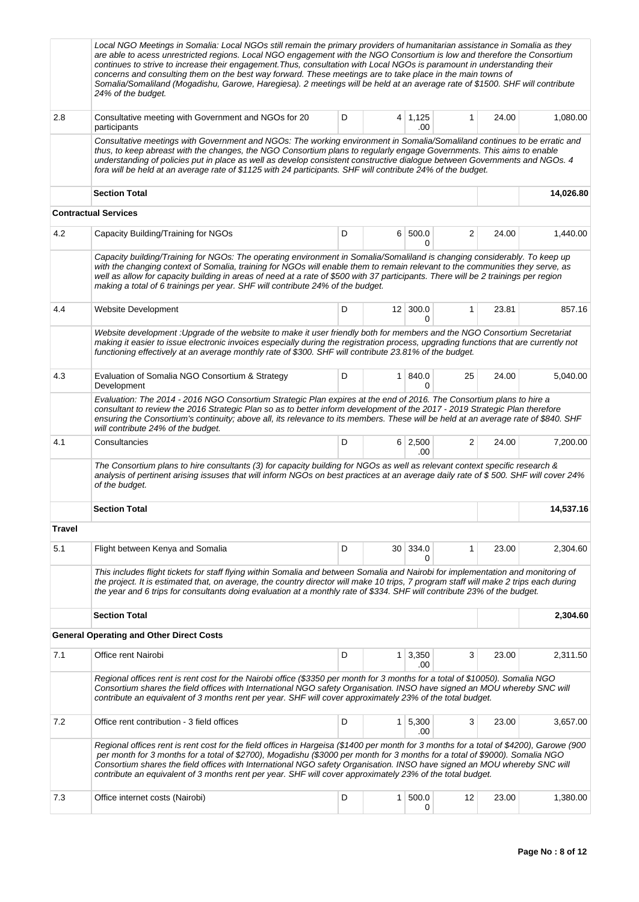| | | | | | | | |
|---|---|---|---|---|---|---|---|
| | *Local NGO Meetings in Somalia: Local NGOs still remain the primary providers of humanitarian assistance in Somalia as they are able to acess unrestricted regions. Local NGO engagement with the NGO Consortium is low and therefore the Consortium continues to strive to increase their engagement.Thus, consultation with Local NGOs is paramount in understanding their concerns and consulting them on the best way forward. These meetings are to take place in the main towns of Somalia/Somaliland (Mogadishu, Garowe, Haregiesa). 2 meetings will be held at an average rate of $1500. SHF will contribute 24% of the budget.* | | | | | | |
| 2.8 | Consultative meeting with Government and NGOs for 20 participants | D | 4 | 1,125.00 | 1 | 24.00 | 1,080.00 |
| | *Consultative meetings with Government and NGOs: The working environment in Somalia/Somaliland continues to be erratic and thus, to keep abreast with the changes, the NGO Consortium plans to regularly engage Governments. This aims to enable understanding of policies put in place as well as develop consistent constructive dialogue between Governments and NGOs. 4 fora will be held at an average rate of $1125 with 24 participants. SHF will contribute 24% of the budget.* | | | | | | |
| | **Section Total** | | | | | | **14,026.80** |
| **Contractual Services** | | | | | | | |
| 4.2 | Capacity Building/Training for NGOs | D | 6 | 500.00 | 2 | 24.00 | 1,440.00 |
| | *Capacity building/Training for NGOs: The operating environment in Somalia/Somaliland is changing considerably. To keep up with the changing context of Somalia, training for NGOs will enable them to remain relevant to the communities they serve, as well as allow for capacity building in areas of need at a rate of $500 with 37 participants. There will be 2 trainings per region making a total of 6 trainings per year. SHF will contribute 24% of the budget.* | | | | | | |
| 4.4 | Website Development | D | 12 | 300.00 | 1 | 23.81 | 857.16 |
| | *Website development :Upgrade of the website to make it user friendly both for members and the NGO Consortium Secretariat making it easier to issue electronic invoices especially during the registration process, upgrading functions that are currently not functioning effectively at an average monthly rate of $300. SHF will contribute 23.81% of the budget.* | | | | | | |
| 4.3 | Evaluation of Somalia NGO Consortium & Strategy Development | D | 1 | 840.00 | 25 | 24.00 | 5,040.00 |
| | *Evaluation: The 2014 - 2016 NGO Consortium Strategic Plan expires at the end of 2016. The Consortium plans to hire a consultant to review the 2016 Strategic Plan so as to better inform development of the 2017 - 2019 Strategic Plan therefore ensuring the Consortium's continuity; above all, its relevance to its members. These will be held at an average rate of $840. SHF will contribute 24% of the budget.* | | | | | | |
| 4.1 | Consultancies | D | 6 | 2,500.00 | 2 | 24.00 | 7,200.00 |
| | *The Consortium plans to hire consultants (3) for capacity building for NGOs as well as relevant context specific research & analysis of pertinent arising issuses that will inform NGOs on best practices at an average daily rate of $ 500. SHF will cover 24% of the budget.* | | | | | | |
| | **Section Total** | | | | | | **14,537.16** |
| **Travel** | | | | | | | |
| 5.1 | Flight between Kenya and Somalia | D | 30 | 334.00 | 1 | 23.00 | 2,304.60 |
| | *This includes flight tickets for staff flying within Somalia and between Somalia and Nairobi for implementation and monitoring of the project. It is estimated that, on average, the country director will make 10 trips, 7 program staff will make 2 trips each during the year and 6 trips for consultants doing evaluation at a monthly rate of $334. SHF will contribute 23% of the budget.* | | | | | | |
| | **Section Total** | | | | | | **2,304.60** |
| **General Operating and Other Direct Costs** | | | | | | | |
| 7.1 | Office rent Nairobi | D | 1 | 3,350.00 | 3 | 23.00 | 2,311.50 |
| | *Regional offices rent is rent cost for the Nairobi office ($3350 per month for 3 months for a total of $10050). Somalia NGO Consortium shares the field offices with International NGO safety Organisation. INSO have signed an MOU whereby SNC will contribute an equivalent of 3 months rent per year. SHF will cover approximately 23% of the total budget.* | | | | | | |
| 7.2 | Office rent contribution - 3 field offices | D | 1 | 5,300.00 | 3 | 23.00 | 3,657.00 |
| | *Regional offices rent is rent cost for the field offices in Hargeisa ($1400 per month for 3 months for a total of $4200), Garowe (900 per month for 3 months for a total of $2700), Mogadishu ($3000 per month for 3 months for a total of $9000). Somalia NGO Consortium shares the field offices with International NGO safety Organisation. INSO have signed an MOU whereby SNC will contribute an equivalent of 3 months rent per year. SHF will cover approximately 23% of the total budget.* | | | | | | |
| 7.3 | Office internet costs (Nairobi) | D | 1 | 500.00 | 12 | 23.00 | 1,380.00 |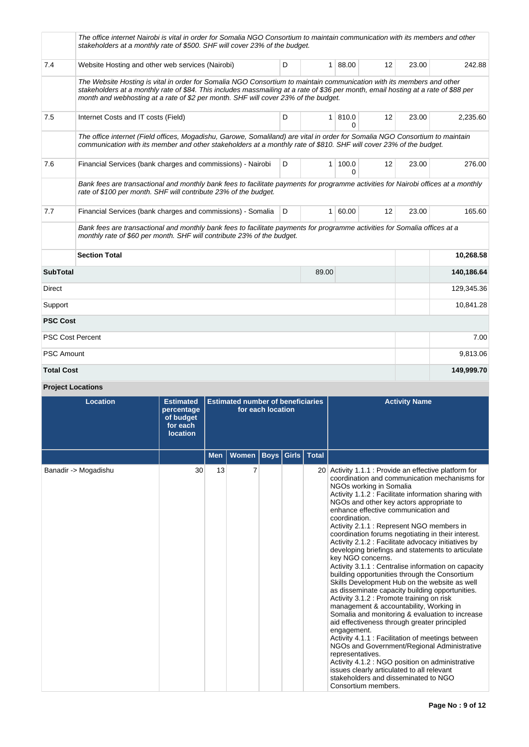| | | | | | | | |
|---|---|---|---|---|---|---|---|
| | *The office internet Nairobi is vital in order for Somalia NGO Consortium to maintain communication with its members and other stakeholders at a monthly rate of $500. SHF will cover 23% of the budget.* | | | | | | |
| 7.4 | Website Hosting and other web services (Nairobi) | D | 1 | 88.00 | 12 | 23.00 | 242.88 |
| | *The Website Hosting is vital in order for Somalia NGO Consortium to maintain communication with its members and other stakeholders at a monthly rate of $84. This includes massmailing at a rate of $36 per month, email hosting at a rate of $88 per month and webhosting at a rate of $2 per month. SHF will cover 23% of the budget.* | | | | | | |
| 7.5 | Internet Costs and IT costs (Field) | D | 1 | 810.00 | 12 | 23.00 | 2,235.60 |
| | *The office internet (Field offices, Mogadishu, Garowe, Somaliland) are vital in order for Somalia NGO Consortium to maintain communication with its member and other stakeholders at a monthly rate of $810. SHF will cover 23% of the budget.* | | | | | | |
| 7.6 | Financial Services (bank charges and commissions) - Nairobi | D | 1 | 100.00 | 12 | 23.00 | 276.00 |
| | *Bank fees are transactional and monthly bank fees to facilitate payments for programme activities for Nairobi offices at a monthly rate of $100 per month. SHF will contribute 23% of the budget.* | | | | | | |
| 7.7 | Financial Services (bank charges and commissions) - Somalia | D | 1 | 60.00 | 12 | 23.00 | 165.60 |
| | *Bank fees are transactional and monthly bank fees to facilitate payments for programme activities for Somalia offices at a monthly rate of $60 per month. SHF will contribute 23% of the budget.* | | | | | | |
| | **Section Total** | | | | | | **10,268.58** |
| **SubTotal** | | | 89.00 | | | | **140,186.64** |
| Direct | | | | | | | 129,345.36 |
| Support | | | | | | | 10,841.28 |
| **PSC Cost** | | | | | | | |
| PSC Cost Percent | | | | | | | 7.00 |
| PSC Amount | | | | | | | 9,813.06 |
| **Total Cost** | | | | | | | **149,999.70** |

**Project Locations**

| Location | Estimated percentage of budget for each location | Estimated number of beneficiaries for each location | | | | | Activity Name |
|---|---|---|---|---|---|---|---|
| | | Men | Women | Boys | Girls | Total | |
| Banadir -> Mogadishu | 30 | 13 | 7 | | | 20 | Activity 1.1.1 : Provide an effective platform for coordination and communication mechanisms for NGOs working in Somalia<br>Activity 1.1.2 : Facilitate information sharing with NGOs and other key actors appropriate to enhance effective communication and coordination.<br>Activity 2.1.1 : Represent NGO members in coordination forums negotiating in their interest.<br>Activity 2.1.2 : Facilitate advocacy initiatives by developing briefings and statements to articulate key NGO concerns.<br>Activity 3.1.1 : Centralise information on capacity building opportunities through the Consortium Skills Development Hub on the website as well as disseminate capacity building opportunities.<br>Activity 3.1.2 : Promote training on risk management & accountability, Working in Somalia and monitoring & evaluation to increase aid effectiveness through greater principled engagement.<br>Activity 4.1.1 : Facilitation of meetings between NGOs and Government/Regional Administrative representatives.<br>Activity 4.1.2 : NGO position on administrative issues clearly articulated to all relevant stakeholders and disseminated to NGO Consortium members. |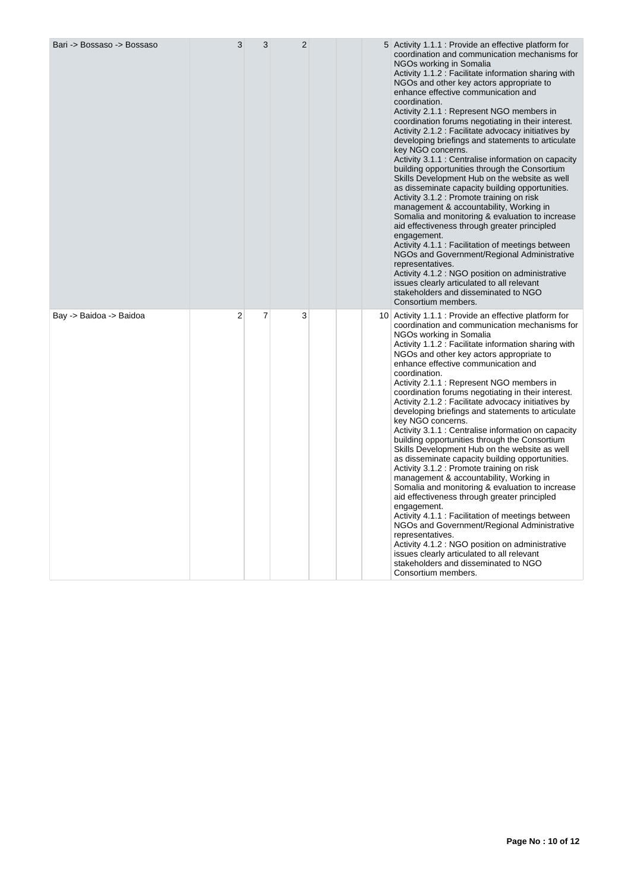| | | | | | | | |
|---|---|---|---|---|---|---|---|
| Bari -> Bossaso -> Bossaso | 3 | 3 | 2 | | | 5 | Activity 1.1.1 : Provide an effective platform for coordination and communication mechanisms for NGOs working in Somalia<br>Activity 1.1.2 : Facilitate information sharing with NGOs and other key actors appropriate to enhance effective communication and coordination.<br>Activity 2.1.1 : Represent NGO members in coordination forums negotiating in their interest.<br>Activity 2.1.2 : Facilitate advocacy initiatives by developing briefings and statements to articulate key NGO concerns.<br>Activity 3.1.1 : Centralise information on capacity building opportunities through the Consortium Skills Development Hub on the website as well as disseminate capacity building opportunities.<br>Activity 3.1.2 : Promote training on risk management & accountability, Working in Somalia and monitoring & evaluation to increase aid effectiveness through greater principled engagement.<br>Activity 4.1.1 : Facilitation of meetings between NGOs and Government/Regional Administrative representatives.<br>Activity 4.1.2 : NGO position on administrative issues clearly articulated to all relevant stakeholders and disseminated to NGO Consortium members. |
| Bay -> Baidoa -> Baidoa | 2 | 7 | 3 | | | 10 | Activity 1.1.1 : Provide an effective platform for coordination and communication mechanisms for NGOs working in Somalia<br>Activity 1.1.2 : Facilitate information sharing with NGOs and other key actors appropriate to enhance effective communication and coordination.<br>Activity 2.1.1 : Represent NGO members in coordination forums negotiating in their interest.<br>Activity 2.1.2 : Facilitate advocacy initiatives by developing briefings and statements to articulate key NGO concerns.<br>Activity 3.1.1 : Centralise information on capacity building opportunities through the Consortium Skills Development Hub on the website as well as disseminate capacity building opportunities.<br>Activity 3.1.2 : Promote training on risk management & accountability, Working in Somalia and monitoring & evaluation to increase aid effectiveness through greater principled engagement.<br>Activity 4.1.1 : Facilitation of meetings between NGOs and Government/Regional Administrative representatives.<br>Activity 4.1.2 : NGO position on administrative issues clearly articulated to all relevant stakeholders and disseminated to NGO Consortium members. |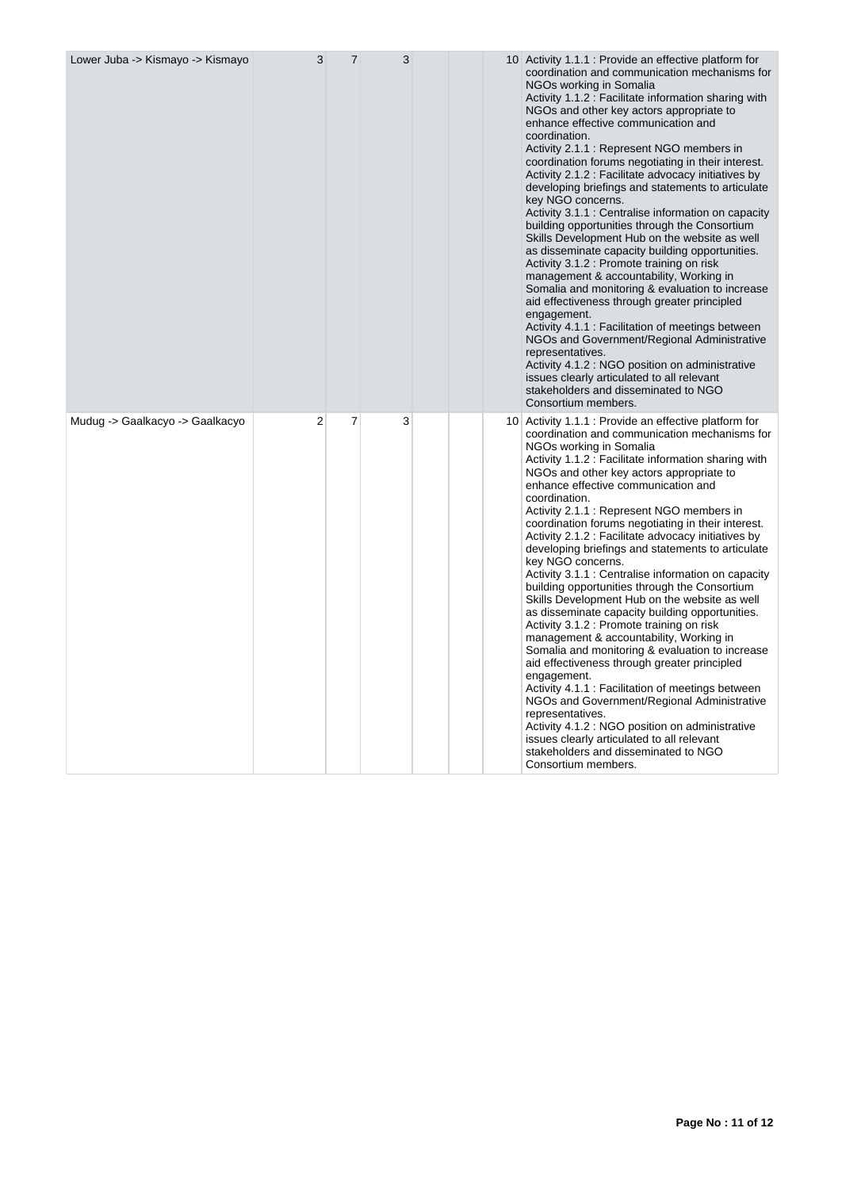| | | | | | | | |
|---|---|---|---|---|---|---|---|
| Lower Juba -> Kismayo -> Kismayo | 3 | 7 | 3 | | | 10 | Activity 1.1.1 : Provide an effective platform for coordination and communication mechanisms for NGOs working in Somalia<br>Activity 1.1.2 : Facilitate information sharing with NGOs and other key actors appropriate to enhance effective communication and coordination.<br>Activity 2.1.1 : Represent NGO members in coordination forums negotiating in their interest.<br>Activity 2.1.2 : Facilitate advocacy initiatives by developing briefings and statements to articulate key NGO concerns.<br>Activity 3.1.1 : Centralise information on capacity building opportunities through the Consortium Skills Development Hub on the website as well as disseminate capacity building opportunities.<br>Activity 3.1.2 : Promote training on risk management & accountability, Working in Somalia and monitoring & evaluation to increase aid effectiveness through greater principled engagement.<br>Activity 4.1.1 : Facilitation of meetings between NGOs and Government/Regional Administrative representatives.<br>Activity 4.1.2 : NGO position on administrative issues clearly articulated to all relevant stakeholders and disseminated to NGO Consortium members. |
| Mudug -> Gaalkacyo -> Gaalkacyo | 2 | 7 | 3 | | | 10 | Activity 1.1.1 : Provide an effective platform for coordination and communication mechanisms for NGOs working in Somalia<br>Activity 1.1.2 : Facilitate information sharing with NGOs and other key actors appropriate to enhance effective communication and coordination.<br>Activity 2.1.1 : Represent NGO members in coordination forums negotiating in their interest.<br>Activity 2.1.2 : Facilitate advocacy initiatives by developing briefings and statements to articulate key NGO concerns.<br>Activity 3.1.1 : Centralise information on capacity building opportunities through the Consortium Skills Development Hub on the website as well as disseminate capacity building opportunities.<br>Activity 3.1.2 : Promote training on risk management & accountability, Working in Somalia and monitoring & evaluation to increase aid effectiveness through greater principled engagement.<br>Activity 4.1.1 : Facilitation of meetings between NGOs and Government/Regional Administrative representatives.<br>Activity 4.1.2 : NGO position on administrative issues clearly articulated to all relevant stakeholders and disseminated to NGO Consortium members. |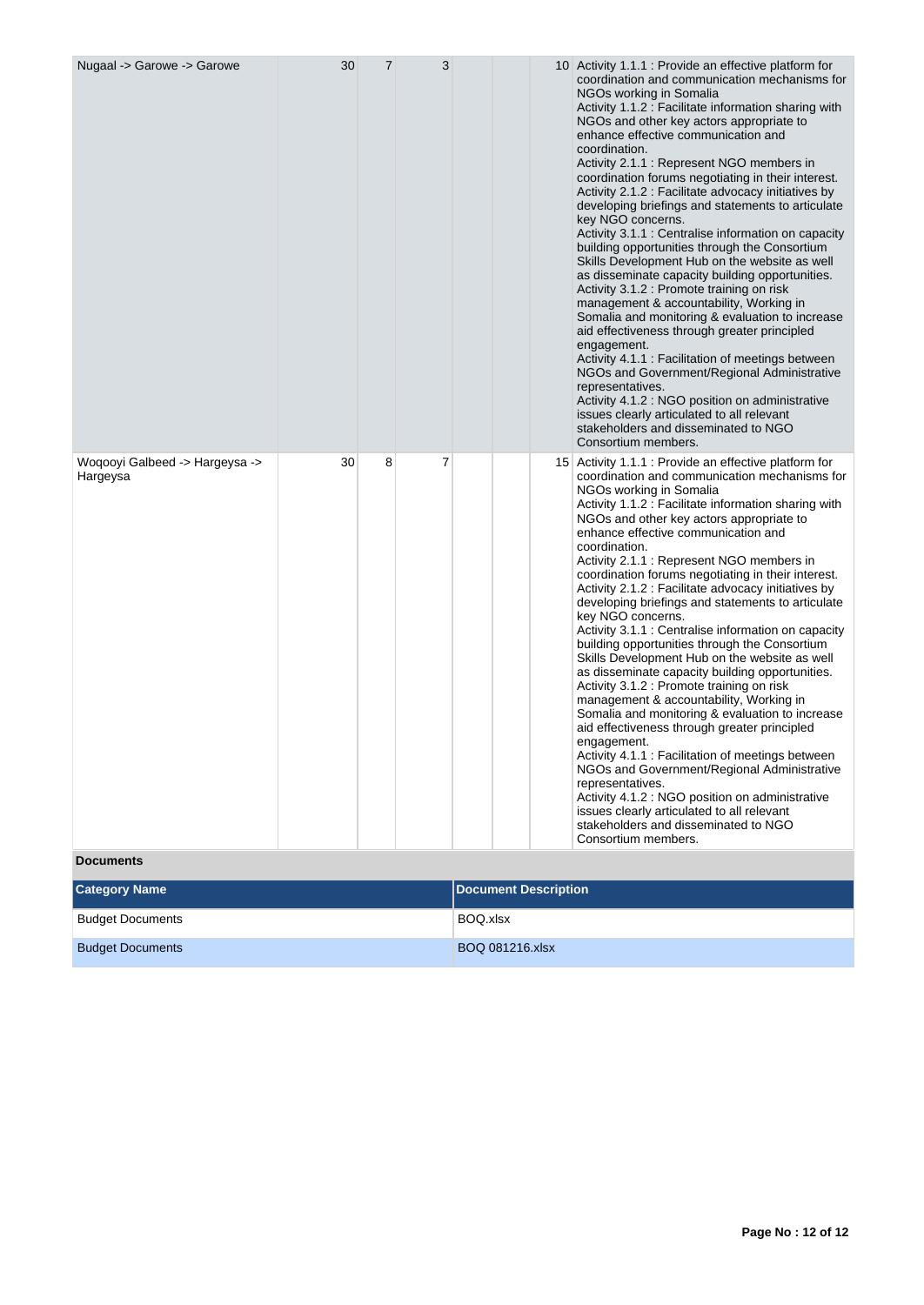| | | | | | | | |
|---|---|---|---|---|---|---|---|
| Nugaal -> Garowe -> Garowe | 30 | 7 | 3 | | | 10 | Activity 1.1.1 : Provide an effective platform for coordination and communication mechanisms for NGOs working in Somalia<br>Activity 1.1.2 : Facilitate information sharing with NGOs and other key actors appropriate to enhance effective communication and coordination.<br>Activity 2.1.1 : Represent NGO members in coordination forums negotiating in their interest.<br>Activity 2.1.2 : Facilitate advocacy initiatives by developing briefings and statements to articulate key NGO concerns.<br>Activity 3.1.1 : Centralise information on capacity building opportunities through the Consortium Skills Development Hub on the website as well as disseminate capacity building opportunities.<br>Activity 3.1.2 : Promote training on risk management & accountability, Working in Somalia and monitoring & evaluation to increase aid effectiveness through greater principled engagement.<br>Activity 4.1.1 : Facilitation of meetings between NGOs and Government/Regional Administrative representatives.<br>Activity 4.1.2 : NGO position on administrative issues clearly articulated to all relevant stakeholders and disseminated to NGO Consortium members. |
| Woqooyi Galbeed -> Hargeysa -> Hargeysa | 30 | 8 | 7 | | | 15 | Activity 1.1.1 : Provide an effective platform for coordination and communication mechanisms for NGOs working in Somalia<br>Activity 1.1.2 : Facilitate information sharing with NGOs and other key actors appropriate to enhance effective communication and coordination.<br>Activity 2.1.1 : Represent NGO members in coordination forums negotiating in their interest.<br>Activity 2.1.2 : Facilitate advocacy initiatives by developing briefings and statements to articulate key NGO concerns.<br>Activity 3.1.1 : Centralise information on capacity building opportunities through the Consortium Skills Development Hub on the website as well as disseminate capacity building opportunities.<br>Activity 3.1.2 : Promote training on risk management & accountability, Working in Somalia and monitoring & evaluation to increase aid effectiveness through greater principled engagement.<br>Activity 4.1.1 : Facilitation of meetings between NGOs and Government/Regional Administrative representatives.<br>Activity 4.1.2 : NGO position on administrative issues clearly articulated to all relevant stakeholders and disseminated to NGO Consortium members. |

**Documents**

| Category Name | Document Description |
|---|---|
| Budget Documents | BOQ.xlsx |
| Budget Documents | BOQ 081216.xlsx |